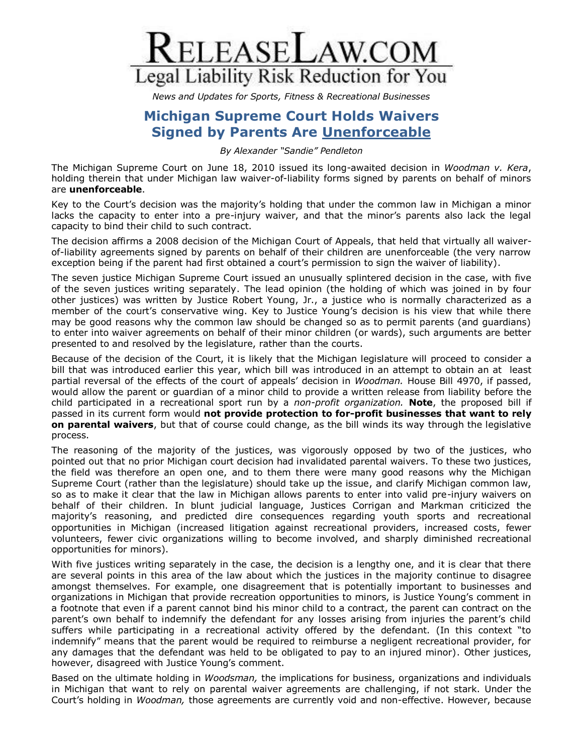# RELEASELAW.COM

Legal Liability Risk Reduction for You

*News and Updates for Sports, Fitness & Recreational Businesses*

## Michigan Supreme Court Holds Waivers Signed by Parents Are Unenforceable

*By Alexander "Sandie" Pendleton*

The Michigan Supreme Court on June 18, 2010 issued its long-awaited decision in *Woodman v. Kera*, holding therein that under Michigan law waiver-of-liability forms signed by parents on behalf of minors are **unenforceable**.

Key to the Court's decision was the majority's holding that under the common law in Michigan a minor lacks the capacity to enter into a pre-injury waiver, and that the minor's parents also lack the legal capacity to bind their child to such contract.

The decision affirms a 2008 decision of the Michigan Court of Appeals, that held that virtually all waiver-of-liability agreements signed by parents on behalf of their children are unenforceable (the very narrow exception being if the parent had first obtained a court's permission to sign the waiver of liability).

The seven justice Michigan Supreme Court issued an unusually splintered decision in the case, with five of the seven justices writing separately. The lead opinion (the holding of which was joined in by four other justices) was written by Justice Robert Young, Jr., a justice who is normally characterized as a member of the court's conservative wing. Key to Justice Young's decision is his view that while there may be good reasons why the common law should be changed so as to permit parents (and guardians) to enter into waiver agreements on behalf of their minor children (or wards), such arguments are better presented to and resolved by the legislature, rather than the courts.

Because of the decision of the Court, it is likely that the Michigan legislature will proceed to consider a bill that was introduced earlier this year, which bill was introduced in an attempt to obtain an at least partial reversal of the effects of the court of appeals' decision in *Woodman.* House Bill 4970, if passed, would allow the parent or guardian of a minor child to provide a written release from liability before the child participated in a recreational sport run by a *non-profit organization.* **Note**, the proposed bill if passed in its current form would **not provide protection to for-profit businesses that want to rely on parental waivers**, but that of course could change, as the bill winds its way through the legislative process.

The reasoning of the majority of the justices, was vigorously opposed by two of the justices, who pointed out that no prior Michigan court decision had invalidated parental waivers. To these two justices, the field was therefore an open one, and to them there were many good reasons why the Michigan Supreme Court (rather than the legislature) should take up the issue, and clarify Michigan common law, so as to make it clear that the law in Michigan allows parents to enter into valid pre-injury waivers on behalf of their children. In blunt judicial language, Justices Corrigan and Markman criticized the majority's reasoning, and predicted dire consequences regarding youth sports and recreational opportunities in Michigan (increased litigation against recreational providers, increased costs, fewer volunteers, fewer civic organizations willing to become involved, and sharply diminished recreational opportunities for minors).

With five justices writing separately in the case, the decision is a lengthy one, and it is clear that there are several points in this area of the law about which the justices in the majority continue to disagree amongst themselves. For example, one disagreement that is potentially important to businesses and organizations in Michigan that provide recreation opportunities to minors, is Justice Young's comment in a footnote that even if a parent cannot bind his minor child to a contract, the parent can contract on the parent's own behalf to indemnify the defendant for any losses arising from injuries the parent's child suffers while participating in a recreational activity offered by the defendant. (In this context "to indemnify" means that the parent would be required to reimburse a negligent recreational provider, for any damages that the defendant was held to be obligated to pay to an injured minor). Other justices, however, disagreed with Justice Young's comment.

Based on the ultimate holding in *Woodsman,* the implications for business, organizations and individuals in Michigan that want to rely on parental waiver agreements are challenging, if not stark. Under the Court's holding in *Woodman,* those agreements are currently void and non-effective. However, because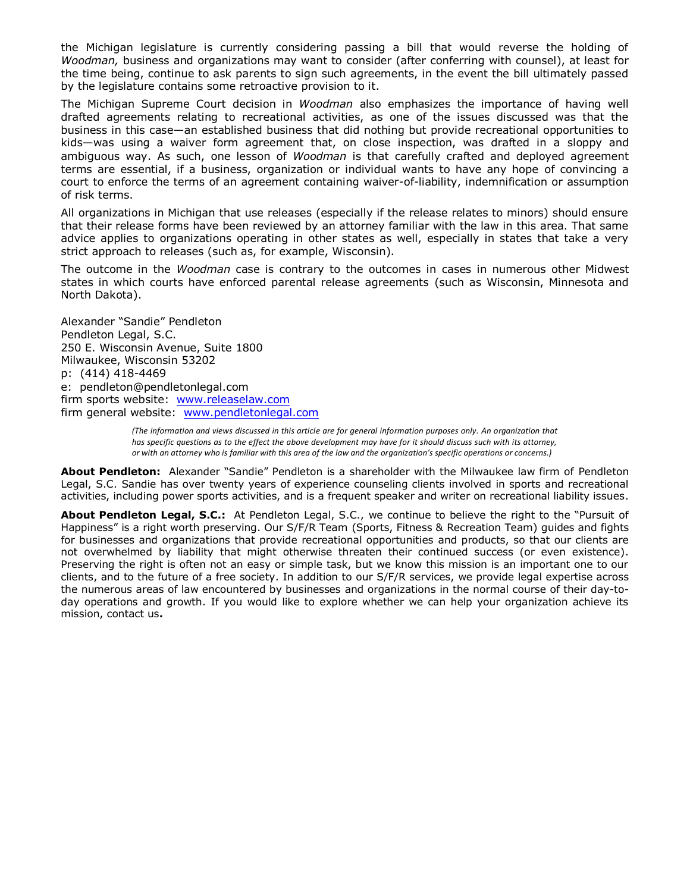the Michigan legislature is currently considering passing a bill that would reverse the holding of *Woodman,* business and organizations may want to consider (after conferring with counsel), at least for the time being, continue to ask parents to sign such agreements, in the event the bill ultimately passed by the legislature contains some retroactive provision to it.

The Michigan Supreme Court decision in *Woodman* also emphasizes the importance of having well drafted agreements relating to recreational activities, as one of the issues discussed was that the business in this case—an established business that did nothing but provide recreational opportunities to kids—was using a waiver form agreement that, on close inspection, was drafted in a sloppy and ambiguous way. As such, one lesson of *Woodman* is that carefully crafted and deployed agreement terms are essential, if a business, organization or individual wants to have any hope of convincing a court to enforce the terms of an agreement containing waiver-of-liability, indemnification or assumption of risk terms.

All organizations in Michigan that use releases (especially if the release relates to minors) should ensure that their release forms have been reviewed by an attorney familiar with the law in this area. That same advice applies to organizations operating in other states as well, especially in states that take a very strict approach to releases (such as, for example, Wisconsin).

The outcome in the *Woodman* case is contrary to the outcomes in cases in numerous other Midwest states in which courts have enforced parental release agreements (such as Wisconsin, Minnesota and North Dakota).

Alexander "Sandie" Pendleton
Pendleton Legal, S.C.
250 E. Wisconsin Avenue, Suite 1800
Milwaukee, Wisconsin 53202
p: (414) 418-4469
e: pendleton@pendletonlegal.com
firm sports website: www.releaselaw.com
firm general website: www.pendletonlegal.com

*(The information and views discussed in this article are for general information purposes only. An organization that has specific questions as to the effect the above development may have for it should discuss such with its attorney, or with an attorney who is familiar with this area of the law and the organization's specific operations or concerns.)*

**About Pendleton:** Alexander "Sandie" Pendleton is a shareholder with the Milwaukee law firm of Pendleton Legal, S.C. Sandie has over twenty years of experience counseling clients involved in sports and recreational activities, including power sports activities, and is a frequent speaker and writer on recreational liability issues.

**About Pendleton Legal, S.C.:** At Pendleton Legal, S.C., we continue to believe the right to the "Pursuit of Happiness" is a right worth preserving. Our S/F/R Team (Sports, Fitness & Recreation Team) guides and fights for businesses and organizations that provide recreational opportunities and products, so that our clients are not overwhelmed by liability that might otherwise threaten their continued success (or even existence). Preserving the right is often not an easy or simple task, but we know this mission is an important one to our clients, and to the future of a free society. In addition to our S/F/R services, we provide legal expertise across the numerous areas of law encountered by businesses and organizations in the normal course of their day-to-day operations and growth. If you would like to explore whether we can help your organization achieve its mission, contact us**.**